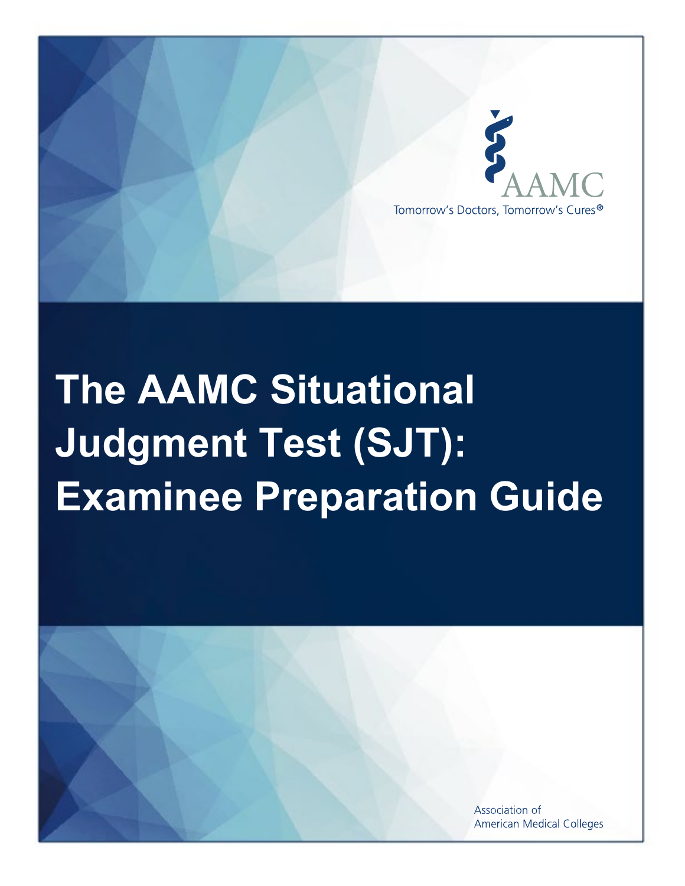AAMC

Tomorrow's Doctors, Tomorrow's Cures®

# The AAMC Situational Judgment Test (SJT): Examinee Preparation Guide

Association of American Medical Colleges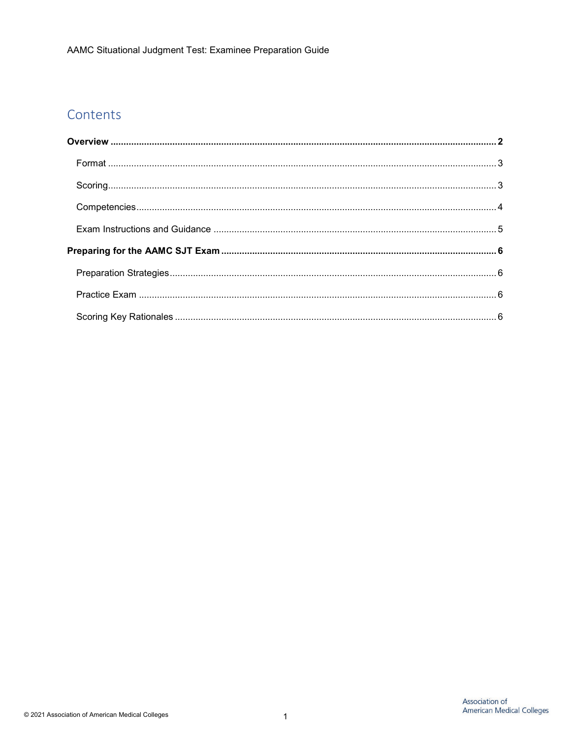## Contents

**Overview** ..... **2**

- Format ..... 3
- Scoring ..... 3
- Competencies ..... 4
- Exam Instructions and Guidance ..... 5

**Preparing for the AAMC SJT Exam** ..... **6**

- Preparation Strategies ..... 6
- Practice Exam ..... 6
- Scoring Key Rationales ..... 6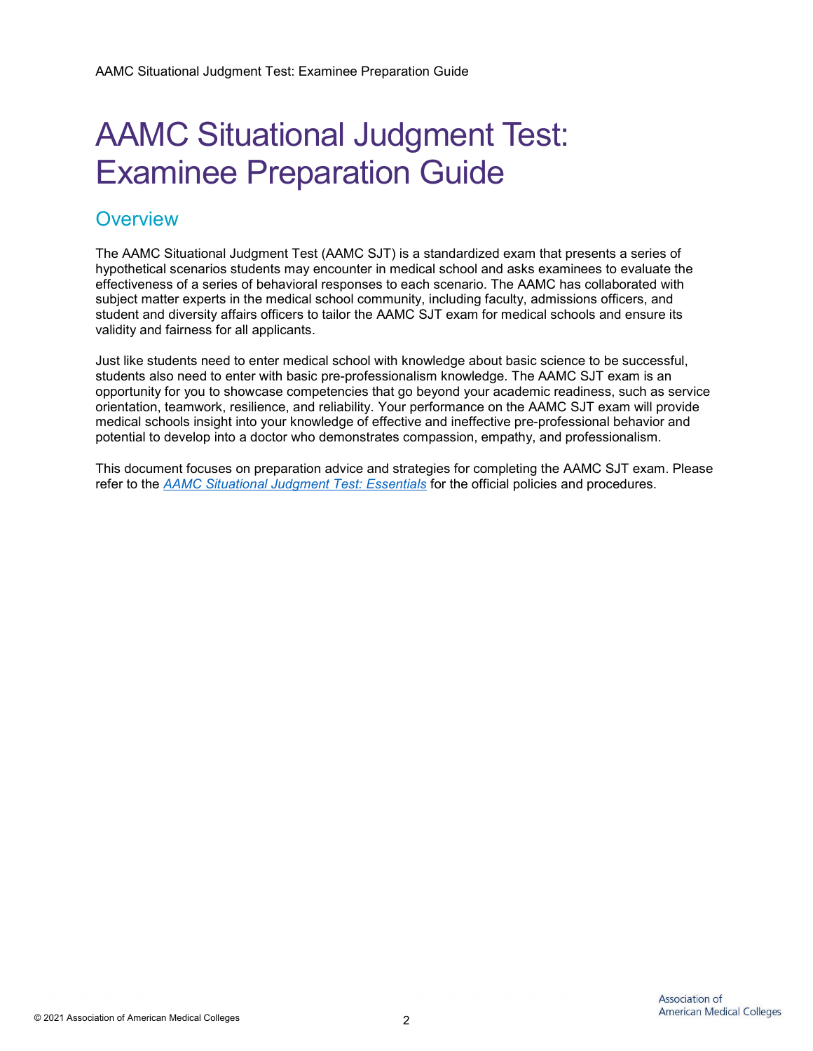# AAMC Situational Judgment Test: Examinee Preparation Guide

## Overview

The AAMC Situational Judgment Test (AAMC SJT) is a standardized exam that presents a series of hypothetical scenarios students may encounter in medical school and asks examinees to evaluate the effectiveness of a series of behavioral responses to each scenario. The AAMC has collaborated with subject matter experts in the medical school community, including faculty, admissions officers, and student and diversity affairs officers to tailor the AAMC SJT exam for medical schools and ensure its validity and fairness for all applicants.

Just like students need to enter medical school with knowledge about basic science to be successful, students also need to enter with basic pre-professionalism knowledge. The AAMC SJT exam is an opportunity for you to showcase competencies that go beyond your academic readiness, such as service orientation, teamwork, resilience, and reliability. Your performance on the AAMC SJT exam will provide medical schools insight into your knowledge of effective and ineffective pre-professional behavior and potential to develop into a doctor who demonstrates compassion, empathy, and professionalism.

This document focuses on preparation advice and strategies for completing the AAMC SJT exam. Please refer to the *AAMC Situational Judgment Test: Essentials* for the official policies and procedures.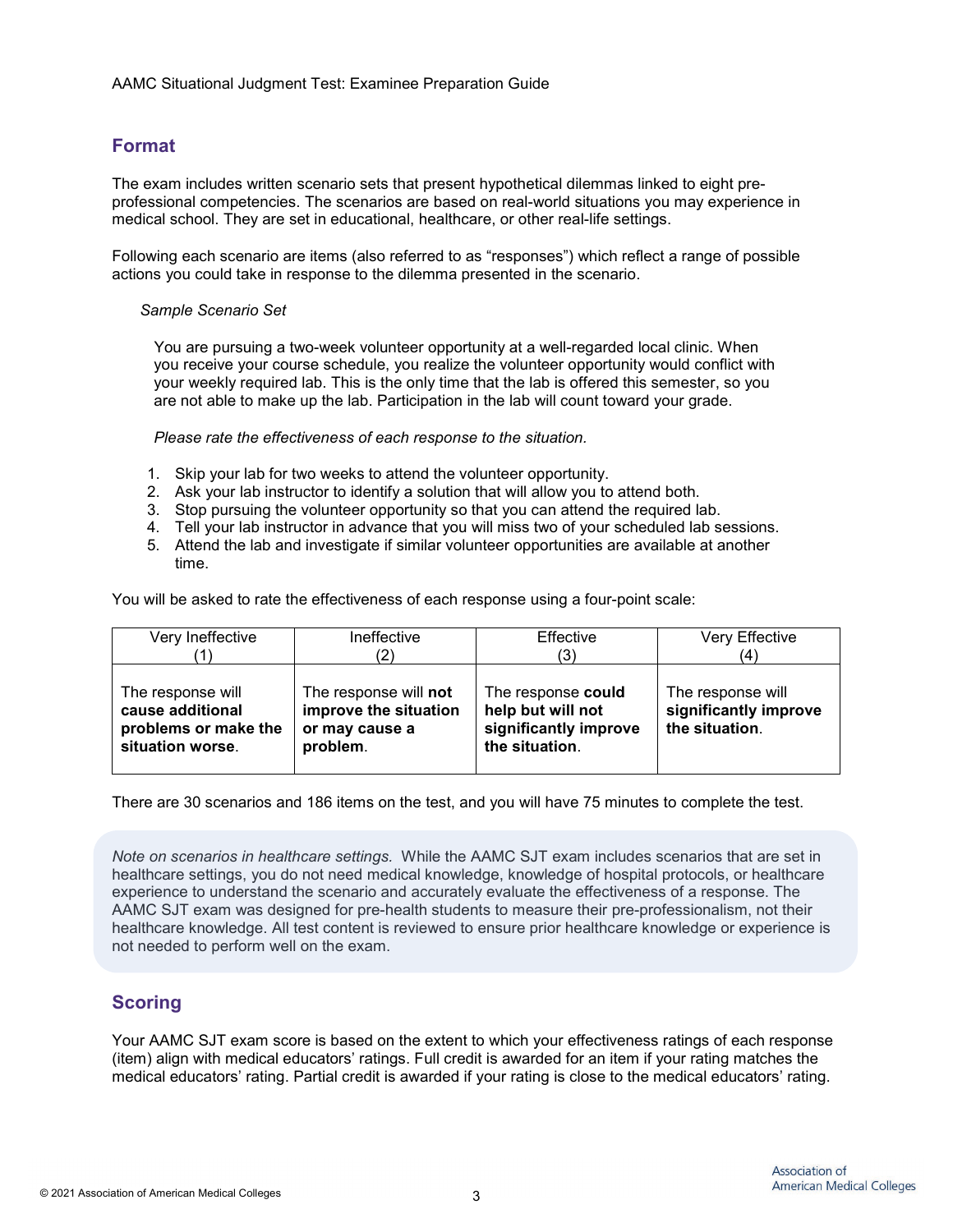## Format

The exam includes written scenario sets that present hypothetical dilemmas linked to eight pre-professional competencies. The scenarios are based on real-world situations you may experience in medical school. They are set in educational, healthcare, or other real-life settings.

Following each scenario are items (also referred to as "responses") which reflect a range of possible actions you could take in response to the dilemma presented in the scenario.

*Sample Scenario Set*

You are pursuing a two-week volunteer opportunity at a well-regarded local clinic. When you receive your course schedule, you realize the volunteer opportunity would conflict with your weekly required lab. This is the only time that the lab is offered this semester, so you are not able to make up the lab. Participation in the lab will count toward your grade.

*Please rate the effectiveness of each response to the situation.*

1. Skip your lab for two weeks to attend the volunteer opportunity.
2. Ask your lab instructor to identify a solution that will allow you to attend both.
3. Stop pursuing the volunteer opportunity so that you can attend the required lab.
4. Tell your lab instructor in advance that you will miss two of your scheduled lab sessions.
5. Attend the lab and investigate if similar volunteer opportunities are available at another time.

You will be asked to rate the effectiveness of each response using a four-point scale:

| Very Ineffective (1) | Ineffective (2) | Effective (3) | Very Effective (4) |
|---|---|---|---|
| The response will **cause additional problems or make the situation worse**. | The response will **not improve the situation or may cause a problem**. | The response **could help but will not significantly improve the situation**. | The response will **significantly improve the situation**. |

There are 30 scenarios and 186 items on the test, and you will have 75 minutes to complete the test.

*Note on scenarios in healthcare settings.* While the AAMC SJT exam includes scenarios that are set in healthcare settings, you do not need medical knowledge, knowledge of hospital protocols, or healthcare experience to understand the scenario and accurately evaluate the effectiveness of a response. The AAMC SJT exam was designed for pre-health students to measure their pre-professionalism, not their healthcare knowledge. All test content is reviewed to ensure prior healthcare knowledge or experience is not needed to perform well on the exam.

## Scoring

Your AAMC SJT exam score is based on the extent to which your effectiveness ratings of each response (item) align with medical educators' ratings. Full credit is awarded for an item if your rating matches the medical educators' rating. Partial credit is awarded if your rating is close to the medical educators' rating.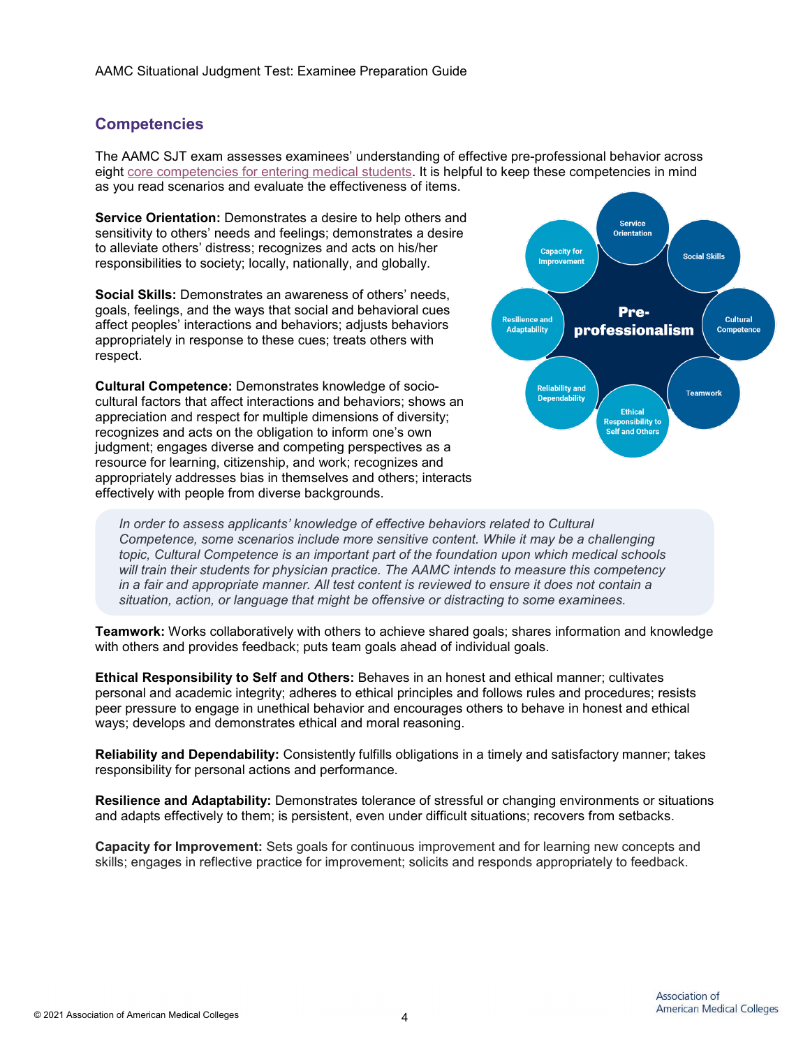## Competencies

The AAMC SJT exam assesses examinees' understanding of effective pre-professional behavior across eight core competencies for entering medical students. It is helpful to keep these competencies in mind as you read scenarios and evaluate the effectiveness of items.

**Service Orientation:** Demonstrates a desire to help others and sensitivity to others' needs and feelings; demonstrates a desire to alleviate others' distress; recognizes and acts on his/her responsibilities to society; locally, nationally, and globally.

**Social Skills:** Demonstrates an awareness of others' needs, goals, feelings, and the ways that social and behavioral cues affect peoples' interactions and behaviors; adjusts behaviors appropriately in response to these cues; treats others with respect.

**Cultural Competence:** Demonstrates knowledge of socio-cultural factors that affect interactions and behaviors; shows an appreciation and respect for multiple dimensions of diversity; recognizes and acts on the obligation to inform one's own judgment; engages diverse and competing perspectives as a resource for learning, citizenship, and work; recognizes and appropriately addresses bias in themselves and others; interacts effectively with people from diverse backgrounds.

*In order to assess applicants' knowledge of effective behaviors related to Cultural Competence, some scenarios include more sensitive content. While it may be a challenging topic, Cultural Competence is an important part of the foundation upon which medical schools will train their students for physician practice. The AAMC intends to measure this competency in a fair and appropriate manner. All test content is reviewed to ensure it does not contain a situation, action, or language that might be offensive or distracting to some examinees.*

**Teamwork:** Works collaboratively with others to achieve shared goals; shares information and knowledge with others and provides feedback; puts team goals ahead of individual goals.

**Ethical Responsibility to Self and Others:** Behaves in an honest and ethical manner; cultivates personal and academic integrity; adheres to ethical principles and follows rules and procedures; resists peer pressure to engage in unethical behavior and encourages others to behave in honest and ethical ways; develops and demonstrates ethical and moral reasoning.

**Reliability and Dependability:** Consistently fulfills obligations in a timely and satisfactory manner; takes responsibility for personal actions and performance.

**Resilience and Adaptability:** Demonstrates tolerance of stressful or changing environments or situations and adapts effectively to them; is persistent, even under difficult situations; recovers from setbacks.

**Capacity for Improvement:** Sets goals for continuous improvement and for learning new concepts and skills; engages in reflective practice for improvement; solicits and responds appropriately to feedback.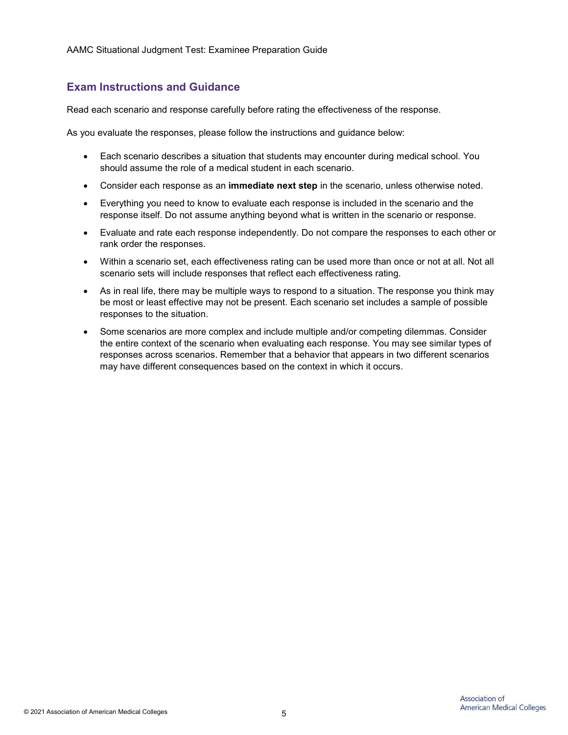## Exam Instructions and Guidance

Read each scenario and response carefully before rating the effectiveness of the response.

As you evaluate the responses, please follow the instructions and guidance below:

- Each scenario describes a situation that students may encounter during medical school. You should assume the role of a medical student in each scenario.
- Consider each response as an **immediate next step** in the scenario, unless otherwise noted.
- Everything you need to know to evaluate each response is included in the scenario and the response itself. Do not assume anything beyond what is written in the scenario or response.
- Evaluate and rate each response independently. Do not compare the responses to each other or rank order the responses.
- Within a scenario set, each effectiveness rating can be used more than once or not at all. Not all scenario sets will include responses that reflect each effectiveness rating.
- As in real life, there may be multiple ways to respond to a situation. The response you think may be most or least effective may not be present. Each scenario set includes a sample of possible responses to the situation.
- Some scenarios are more complex and include multiple and/or competing dilemmas. Consider the entire context of the scenario when evaluating each response. You may see similar types of responses across scenarios. Remember that a behavior that appears in two different scenarios may have different consequences based on the context in which it occurs.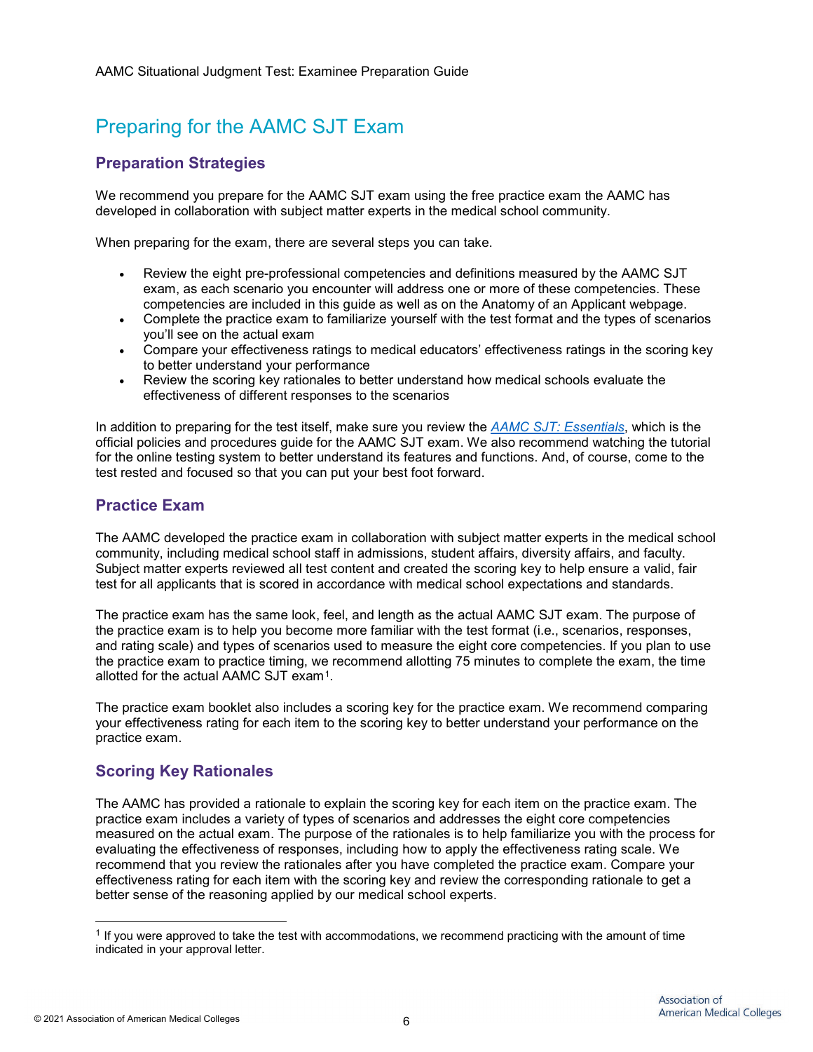# Preparing for the AAMC SJT Exam

## Preparation Strategies

We recommend you prepare for the AAMC SJT exam using the free practice exam the AAMC has developed in collaboration with subject matter experts in the medical school community.

When preparing for the exam, there are several steps you can take.

- Review the eight pre-professional competencies and definitions measured by the AAMC SJT exam, as each scenario you encounter will address one or more of these competencies. These competencies are included in this guide as well as on the Anatomy of an Applicant webpage.
- Complete the practice exam to familiarize yourself with the test format and the types of scenarios you'll see on the actual exam
- Compare your effectiveness ratings to medical educators' effectiveness ratings in the scoring key to better understand your performance
- Review the scoring key rationales to better understand how medical schools evaluate the effectiveness of different responses to the scenarios

In addition to preparing for the test itself, make sure you review the *AAMC SJT: Essentials*, which is the official policies and procedures guide for the AAMC SJT exam. We also recommend watching the tutorial for the online testing system to better understand its features and functions. And, of course, come to the test rested and focused so that you can put your best foot forward.

## Practice Exam

The AAMC developed the practice exam in collaboration with subject matter experts in the medical school community, including medical school staff in admissions, student affairs, diversity affairs, and faculty. Subject matter experts reviewed all test content and created the scoring key to help ensure a valid, fair test for all applicants that is scored in accordance with medical school expectations and standards.

The practice exam has the same look, feel, and length as the actual AAMC SJT exam. The purpose of the practice exam is to help you become more familiar with the test format (i.e., scenarios, responses, and rating scale) and types of scenarios used to measure the eight core competencies. If you plan to use the practice exam to practice timing, we recommend allotting 75 minutes to complete the exam, the time allotted for the actual AAMC SJT exam[1].

The practice exam booklet also includes a scoring key for the practice exam. We recommend comparing your effectiveness rating for each item to the scoring key to better understand your performance on the practice exam.

## Scoring Key Rationales

The AAMC has provided a rationale to explain the scoring key for each item on the practice exam. The practice exam includes a variety of types of scenarios and addresses the eight core competencies measured on the actual exam. The purpose of the rationales is to help familiarize you with the process for evaluating the effectiveness of responses, including how to apply the effectiveness rating scale. We recommend that you review the rationales after you have completed the practice exam. Compare your effectiveness rating for each item with the scoring key and review the corresponding rationale to get a better sense of the reasoning applied by our medical school experts.

---

[1] If you were approved to take the test with accommodations, we recommend practicing with the amount of time indicated in your approval letter.